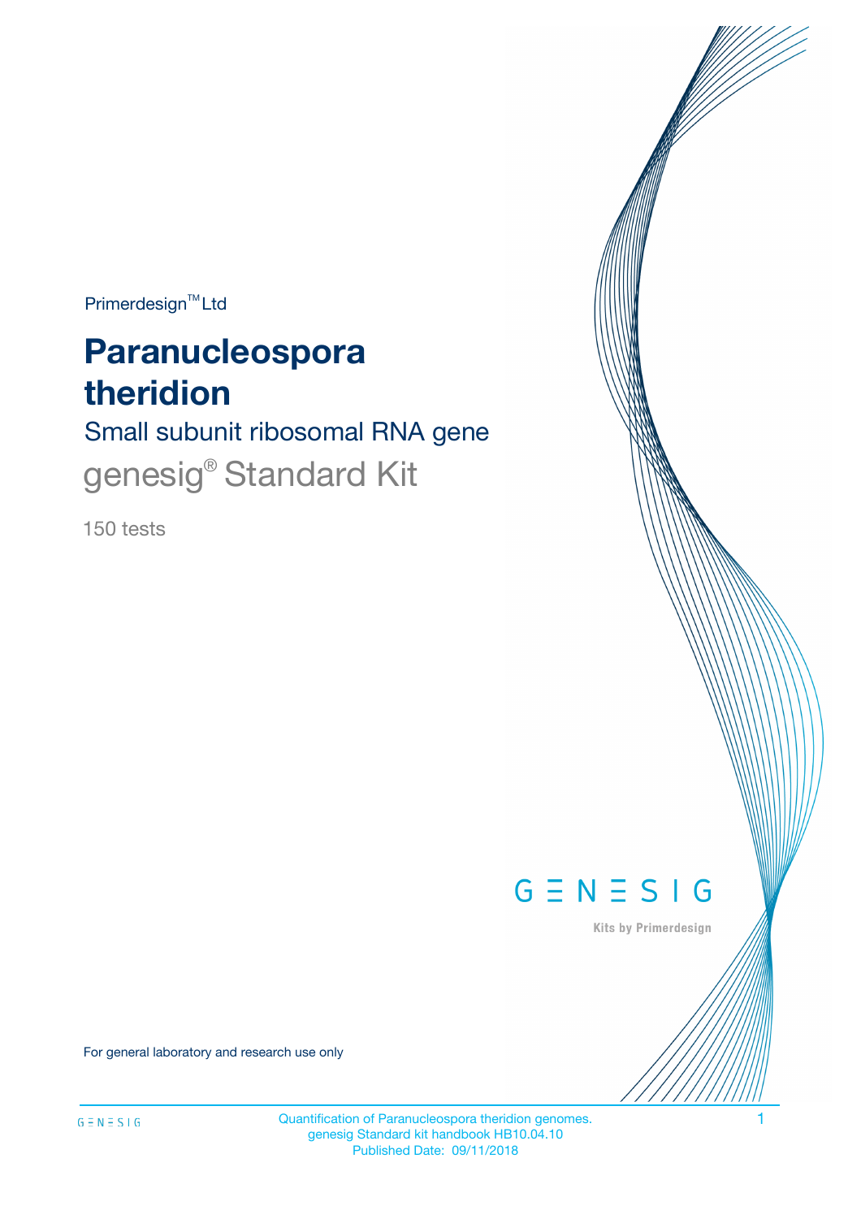Primerdesign™ Ltd

# Paranucleospora theridion

## Small subunit ribosomal RNA gene

genesig® Standard Kit

150 tests

GENESIG

Kits by Primerdesign

For general laboratory and research use only

Quantification of Paranucleospora theridion genomes.
genesig Standard kit handbook HB10.04.10
Published Date: 09/11/2018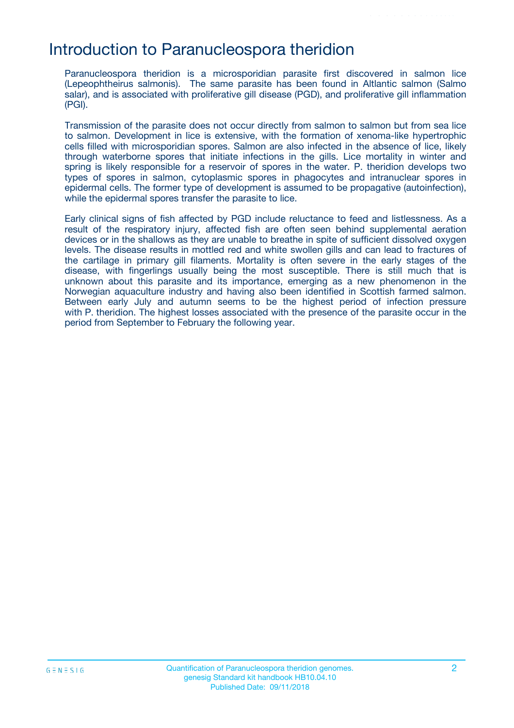# Introduction to Paranucleospora theridion

Paranucleospora theridion is a microsporidian parasite first discovered in salmon lice (Lepeophtheirus salmonis). The same parasite has been found in Altlantic salmon (Salmo salar), and is associated with proliferative gill disease (PGD), and proliferative gill inflammation (PGI).

Transmission of the parasite does not occur directly from salmon to salmon but from sea lice to salmon. Development in lice is extensive, with the formation of xenoma-like hypertrophic cells filled with microsporidian spores. Salmon are also infected in the absence of lice, likely through waterborne spores that initiate infections in the gills. Lice mortality in winter and spring is likely responsible for a reservoir of spores in the water. P. theridion develops two types of spores in salmon, cytoplasmic spores in phagocytes and intranuclear spores in epidermal cells. The former type of development is assumed to be propagative (autoinfection), while the epidermal spores transfer the parasite to lice.

Early clinical signs of fish affected by PGD include reluctance to feed and listlessness. As a result of the respiratory injury, affected fish are often seen behind supplemental aeration devices or in the shallows as they are unable to breathe in spite of sufficient dissolved oxygen levels. The disease results in mottled red and white swollen gills and can lead to fractures of the cartilage in primary gill filaments. Mortality is often severe in the early stages of the disease, with fingerlings usually being the most susceptible. There is still much that is unknown about this parasite and its importance, emerging as a new phenomenon in the Norwegian aquaculture industry and having also been identified in Scottish farmed salmon. Between early July and autumn seems to be the highest period of infection pressure with P. theridion. The highest losses associated with the presence of the parasite occur in the period from September to February the following year.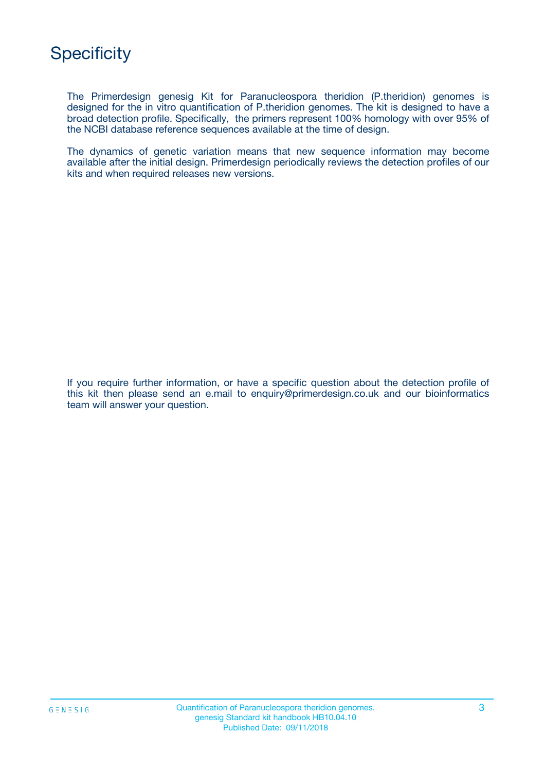# Specificity

The Primerdesign genesig Kit for Paranucleospora theridion (P.theridion) genomes is designed for the in vitro quantification of P.theridion genomes. The kit is designed to have a broad detection profile. Specifically, the primers represent 100% homology with over 95% of the NCBI database reference sequences available at the time of design.

The dynamics of genetic variation means that new sequence information may become available after the initial design. Primerdesign periodically reviews the detection profiles of our kits and when required releases new versions.

If you require further information, or have a specific question about the detection profile of this kit then please send an e.mail to enquiry@primerdesign.co.uk and our bioinformatics team will answer your question.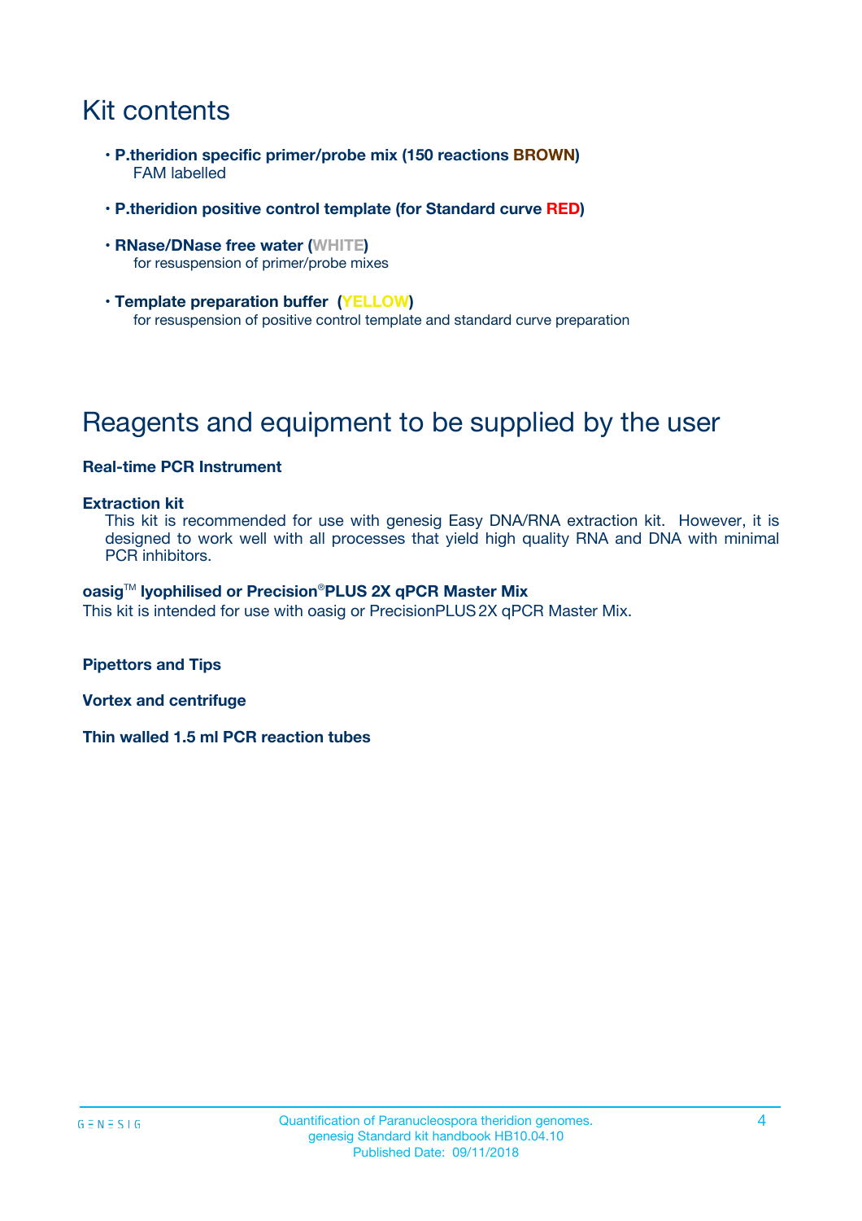# Kit contents

- **P.theridion specific primer/probe mix (150 reactions BROWN)**
  FAM labelled
- **P.theridion positive control template (for Standard curve RED)**
- **RNase/DNase free water (WHITE)**
  for resuspension of primer/probe mixes
- **Template preparation buffer (YELLOW)**
  for resuspension of positive control template and standard curve preparation

# Reagents and equipment to be supplied by the user

**Real-time PCR Instrument**

**Extraction kit**

This kit is recommended for use with genesig Easy DNA/RNA extraction kit. However, it is designed to work well with all processes that yield high quality RNA and DNA with minimal PCR inhibitors.

**oasig™ lyophilised or Precision®PLUS 2X qPCR Master Mix**

This kit is intended for use with oasig or PrecisionPLUS 2X qPCR Master Mix.

**Pipettors and Tips**

**Vortex and centrifuge**

**Thin walled 1.5 ml PCR reaction tubes**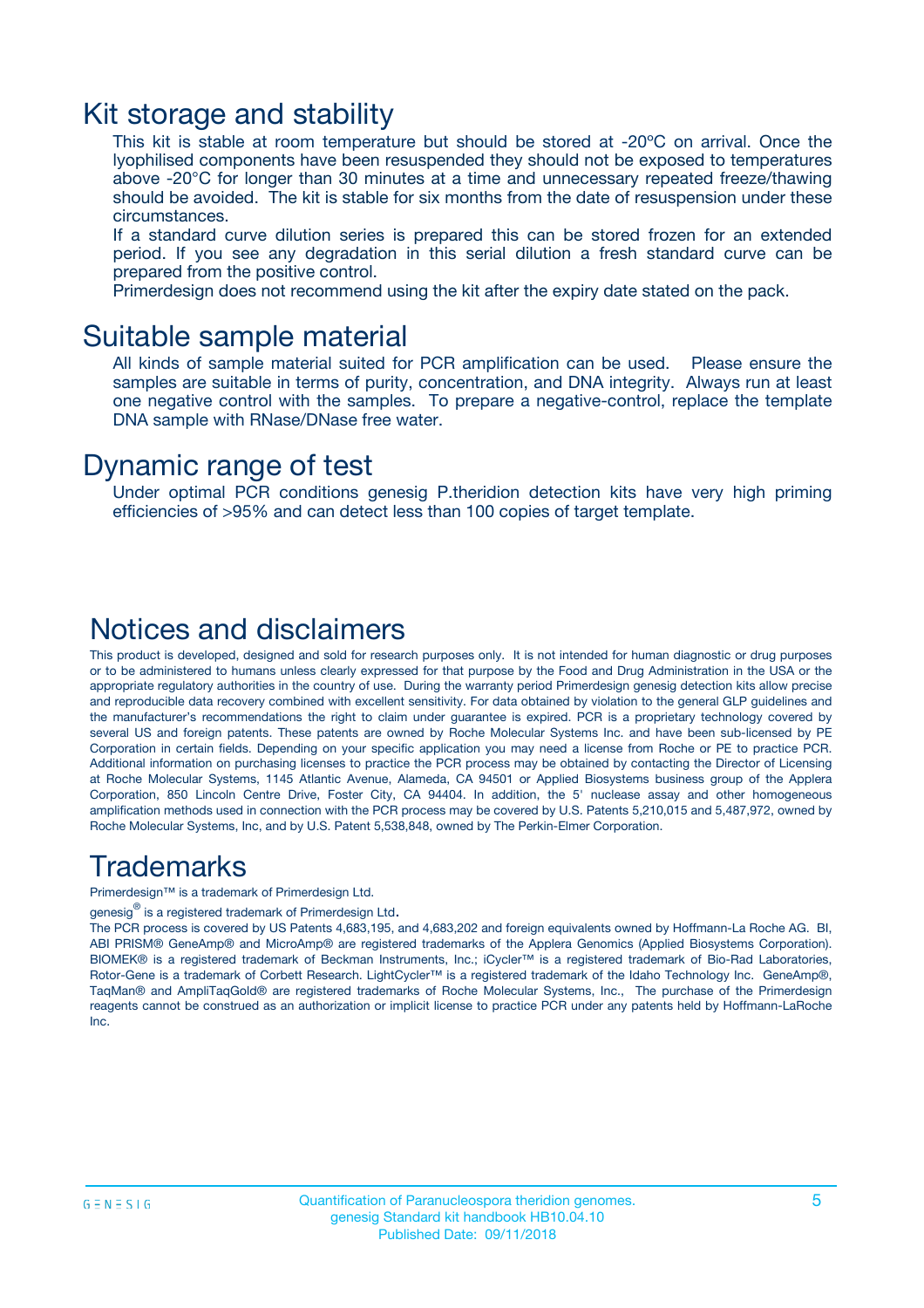# Kit storage and stability

This kit is stable at room temperature but should be stored at -20ºC on arrival. Once the lyophilised components have been resuspended they should not be exposed to temperatures above -20°C for longer than 30 minutes at a time and unnecessary repeated freeze/thawing should be avoided. The kit is stable for six months from the date of resuspension under these circumstances.

If a standard curve dilution series is prepared this can be stored frozen for an extended period. If you see any degradation in this serial dilution a fresh standard curve can be prepared from the positive control.

Primerdesign does not recommend using the kit after the expiry date stated on the pack.

# Suitable sample material

All kinds of sample material suited for PCR amplification can be used. Please ensure the samples are suitable in terms of purity, concentration, and DNA integrity. Always run at least one negative control with the samples. To prepare a negative-control, replace the template DNA sample with RNase/DNase free water.

# Dynamic range of test

Under optimal PCR conditions genesig P.theridion detection kits have very high priming efficiencies of >95% and can detect less than 100 copies of target template.

# Notices and disclaimers

This product is developed, designed and sold for research purposes only. It is not intended for human diagnostic or drug purposes or to be administered to humans unless clearly expressed for that purpose by the Food and Drug Administration in the USA or the appropriate regulatory authorities in the country of use. During the warranty period Primerdesign genesig detection kits allow precise and reproducible data recovery combined with excellent sensitivity. For data obtained by violation to the general GLP guidelines and the manufacturer's recommendations the right to claim under guarantee is expired. PCR is a proprietary technology covered by several US and foreign patents. These patents are owned by Roche Molecular Systems Inc. and have been sub-licensed by PE Corporation in certain fields. Depending on your specific application you may need a license from Roche or PE to practice PCR. Additional information on purchasing licenses to practice the PCR process may be obtained by contacting the Director of Licensing at Roche Molecular Systems, 1145 Atlantic Avenue, Alameda, CA 94501 or Applied Biosystems business group of the Applera Corporation, 850 Lincoln Centre Drive, Foster City, CA 94404. In addition, the 5' nuclease assay and other homogeneous amplification methods used in connection with the PCR process may be covered by U.S. Patents 5,210,015 and 5,487,972, owned by Roche Molecular Systems, Inc, and by U.S. Patent 5,538,848, owned by The Perkin-Elmer Corporation.

# Trademarks

Primerdesign™ is a trademark of Primerdesign Ltd.

genesig® is a registered trademark of Primerdesign Ltd.

The PCR process is covered by US Patents 4,683,195, and 4,683,202 and foreign equivalents owned by Hoffmann-La Roche AG. BI, ABI PRISM® GeneAmp® and MicroAmp® are registered trademarks of the Applera Genomics (Applied Biosystems Corporation). BIOMEK® is a registered trademark of Beckman Instruments, Inc.; iCycler™ is a registered trademark of Bio-Rad Laboratories, Rotor-Gene is a trademark of Corbett Research. LightCycler™ is a registered trademark of the Idaho Technology Inc. GeneAmp®, TaqMan® and AmpliTaqGold® are registered trademarks of Roche Molecular Systems, Inc., The purchase of the Primerdesign reagents cannot be construed as an authorization or implicit license to practice PCR under any patents held by Hoffmann-LaRoche Inc.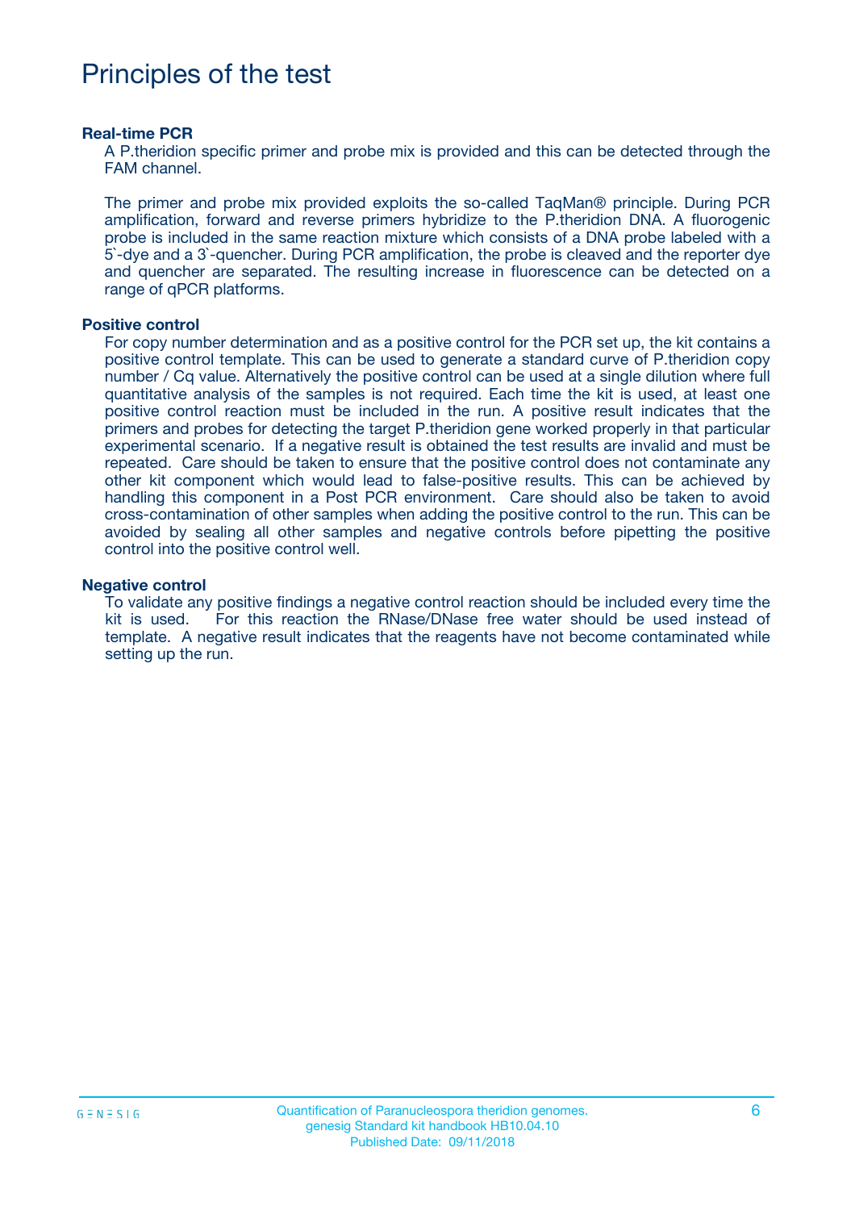# Principles of the test

**Real-time PCR**

A P.theridion specific primer and probe mix is provided and this can be detected through the FAM channel.

The primer and probe mix provided exploits the so-called TaqMan® principle. During PCR amplification, forward and reverse primers hybridize to the P.theridion DNA. A fluorogenic probe is included in the same reaction mixture which consists of a DNA probe labeled with a 5`-dye and a 3`-quencher. During PCR amplification, the probe is cleaved and the reporter dye and quencher are separated. The resulting increase in fluorescence can be detected on a range of qPCR platforms.

**Positive control**

For copy number determination and as a positive control for the PCR set up, the kit contains a positive control template. This can be used to generate a standard curve of P.theridion copy number / Cq value. Alternatively the positive control can be used at a single dilution where full quantitative analysis of the samples is not required. Each time the kit is used, at least one positive control reaction must be included in the run. A positive result indicates that the primers and probes for detecting the target P.theridion gene worked properly in that particular experimental scenario. If a negative result is obtained the test results are invalid and must be repeated. Care should be taken to ensure that the positive control does not contaminate any other kit component which would lead to false-positive results. This can be achieved by handling this component in a Post PCR environment. Care should also be taken to avoid cross-contamination of other samples when adding the positive control to the run. This can be avoided by sealing all other samples and negative controls before pipetting the positive control into the positive control well.

**Negative control**

To validate any positive findings a negative control reaction should be included every time the kit is used. For this reaction the RNase/DNase free water should be used instead of template. A negative result indicates that the reagents have not become contaminated while setting up the run.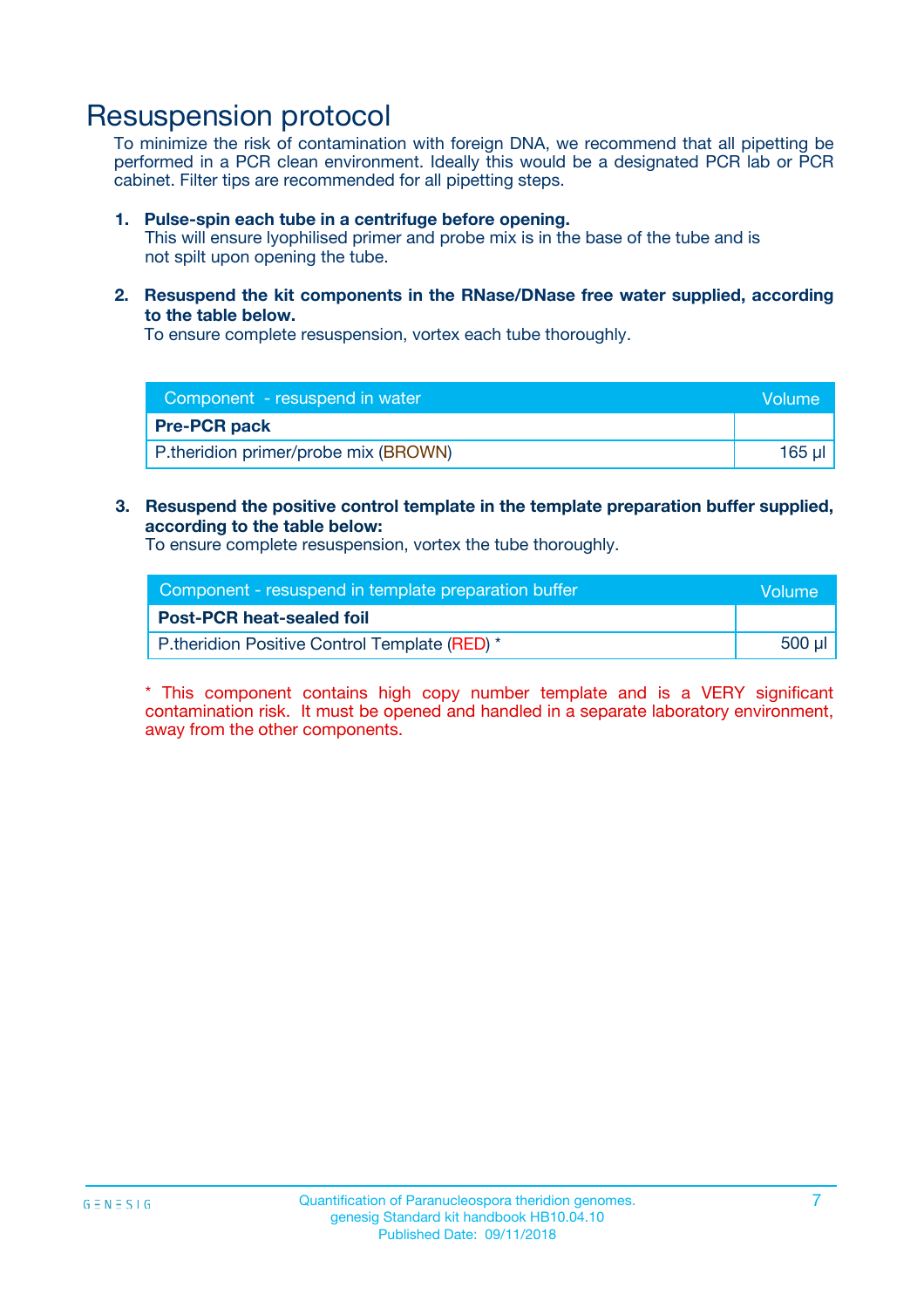# Resuspension protocol

To minimize the risk of contamination with foreign DNA, we recommend that all pipetting be performed in a PCR clean environment. Ideally this would be a designated PCR lab or PCR cabinet. Filter tips are recommended for all pipetting steps.

1. **Pulse-spin each tube in a centrifuge before opening.**
   This will ensure lyophilised primer and probe mix is in the base of the tube and is not spilt upon opening the tube.

2. **Resuspend the kit components in the RNase/DNase free water supplied, according to the table below.**
   To ensure complete resuspension, vortex each tube thoroughly.

| Component - resuspend in water | Volume |
| --- | --- |
| **Pre-PCR pack** | |
| P.theridion primer/probe mix (BROWN) | 165 µl |

3. **Resuspend the positive control template in the template preparation buffer supplied, according to the table below:**
   To ensure complete resuspension, vortex the tube thoroughly.

| Component - resuspend in template preparation buffer | Volume |
| --- | --- |
| **Post-PCR heat-sealed foil** | |
| P.theridion Positive Control Template (RED) * | 500 µl |

* This component contains high copy number template and is a VERY significant contamination risk. It must be opened and handled in a separate laboratory environment, away from the other components.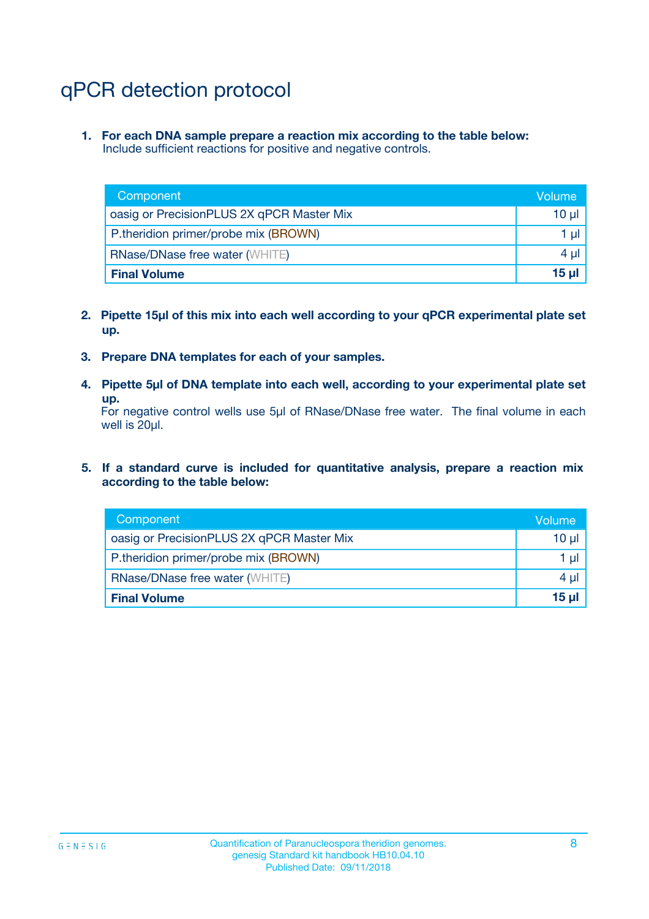# qPCR detection protocol

1. **For each DNA sample prepare a reaction mix according to the table below:**
   Include sufficient reactions for positive and negative controls.

| Component | Volume |
|---|---|
| oasig or PrecisionPLUS 2X qPCR Master Mix | 10 µl |
| P.theridion primer/probe mix (BROWN) | 1 µl |
| RNase/DNase free water (WHITE) | 4 µl |
| **Final Volume** | **15 µl** |

2. **Pipette 15µl of this mix into each well according to your qPCR experimental plate set up.**

3. **Prepare DNA templates for each of your samples.**

4. **Pipette 5µl of DNA template into each well, according to your experimental plate set up.**
   For negative control wells use 5µl of RNase/DNase free water. The final volume in each well is 20µl.

5. **If a standard curve is included for quantitative analysis, prepare a reaction mix according to the table below:**

| Component | Volume |
|---|---|
| oasig or PrecisionPLUS 2X qPCR Master Mix | 10 µl |
| P.theridion primer/probe mix (BROWN) | 1 µl |
| RNase/DNase free water (WHITE) | 4 µl |
| **Final Volume** | **15 µl** |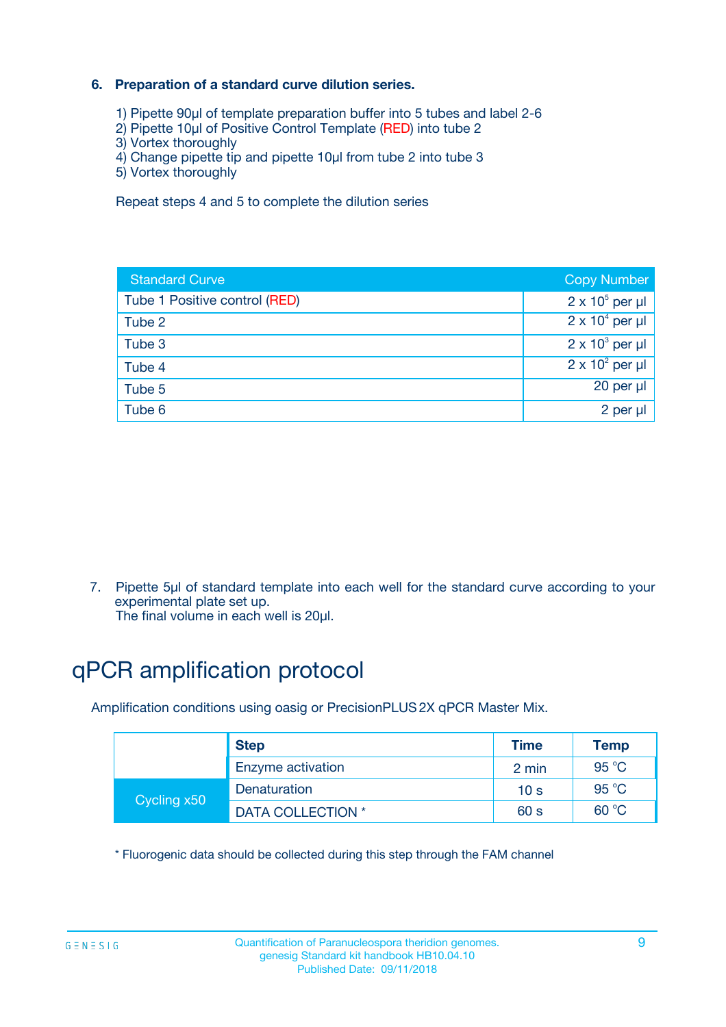### 6. Preparation of a standard curve dilution series.

1) Pipette 90µl of template preparation buffer into 5 tubes and label 2-6
2) Pipette 10µl of Positive Control Template (RED) into tube 2
3) Vortex thoroughly
4) Change pipette tip and pipette 10µl from tube 2 into tube 3
5) Vortex thoroughly

Repeat steps 4 and 5 to complete the dilution series

| Standard Curve | Copy Number |
|---|---|
| Tube 1 Positive control (RED) | $2 \times 10^5$ per µl |
| Tube 2 | $2 \times 10^4$ per µl |
| Tube 3 | $2 \times 10^3$ per µl |
| Tube 4 | $2 \times 10^2$ per µl |
| Tube 5 | 20 per µl |
| Tube 6 | 2 per µl |

7. Pipette 5µl of standard template into each well for the standard curve according to your experimental plate set up.
The final volume in each well is 20µl.

# qPCR amplification protocol

Amplification conditions using oasig or PrecisionPLUS 2X qPCR Master Mix.

| | Step | Time | Temp |
|---|---|---|---|
| | Enzyme activation | 2 min | 95 °C |
| Cycling x50 | Denaturation | 10 s | 95 °C |
| | DATA COLLECTION * | 60 s | 60 °C |

* Fluorogenic data should be collected during this step through the FAM channel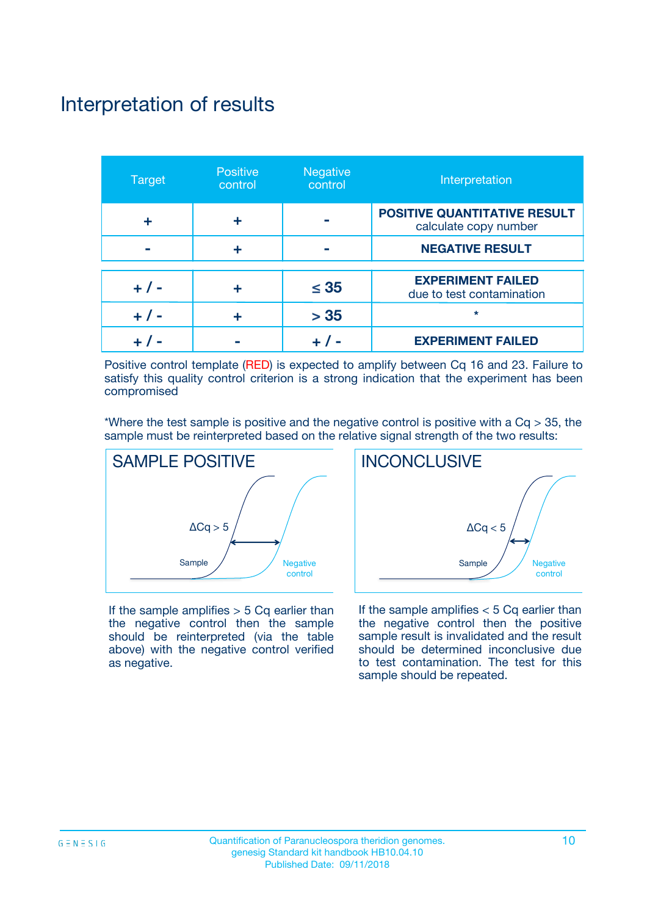# Interpretation of results

| Target | Positive control | Negative control | Interpretation |
|---|---|---|---|
| + | + | - | **POSITIVE QUANTITATIVE RESULT** calculate copy number |
| - | + | - | **NEGATIVE RESULT** |
| + / - | + | ≤ 35 | **EXPERIMENT FAILED** due to test contamination |
| + / - | + | > 35 | * |
| + / - | - | + / - | **EXPERIMENT FAILED** |

Positive control template (RED) is expected to amplify between Cq 16 and 23. Failure to satisfy this quality control criterion is a strong indication that the experiment has been compromised

*Where the test sample is positive and the negative control is positive with a Cq > 35, the sample must be reinterpreted based on the relative signal strength of the two results:

SAMPLE POSITIVE

ΔCq > 5

Sample

Negative control

If the sample amplifies > 5 Cq earlier than the negative control then the sample should be reinterpreted (via the table above) with the negative control verified as negative.

INCONCLUSIVE

ΔCq < 5

Sample

Negative control

If the sample amplifies < 5 Cq earlier than the negative control then the positive sample result is invalidated and the result should be determined inconclusive due to test contamination. The test for this sample should be repeated.